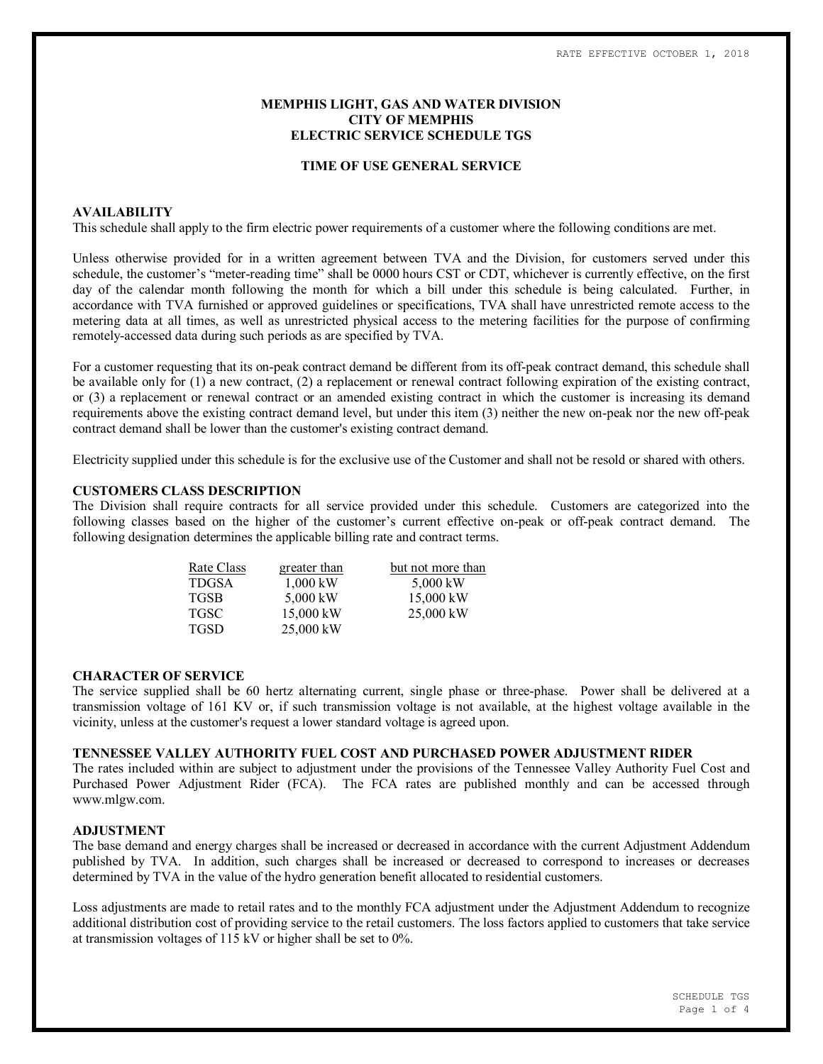RATE EFFECTIVE OCTOBER 1, 2018

# MEMPHIS LIGHT, GAS AND WATER DIVISION
# CITY OF MEMPHIS
# ELECTRIC SERVICE SCHEDULE TGS

## TIME OF USE GENERAL SERVICE

### AVAILABILITY

This schedule shall apply to the firm electric power requirements of a customer where the following conditions are met.

Unless otherwise provided for in a written agreement between TVA and the Division, for customers served under this schedule, the customer's "meter-reading time" shall be 0000 hours CST or CDT, whichever is currently effective, on the first day of the calendar month following the month for which a bill under this schedule is being calculated. Further, in accordance with TVA furnished or approved guidelines or specifications, TVA shall have unrestricted remote access to the metering data at all times, as well as unrestricted physical access to the metering facilities for the purpose of confirming remotely-accessed data during such periods as are specified by TVA.

For a customer requesting that its on-peak contract demand be different from its off-peak contract demand, this schedule shall be available only for (1) a new contract, (2) a replacement or renewal contract following expiration of the existing contract, or (3) a replacement or renewal contract or an amended existing contract in which the customer is increasing its demand requirements above the existing contract demand level, but under this item (3) neither the new on-peak nor the new off-peak contract demand shall be lower than the customer's existing contract demand.

Electricity supplied under this schedule is for the exclusive use of the Customer and shall not be resold or shared with others.

### CUSTOMERS CLASS DESCRIPTION

The Division shall require contracts for all service provided under this schedule. Customers are categorized into the following classes based on the higher of the customer's current effective on-peak or off-peak contract demand. The following designation determines the applicable billing rate and contract terms.

| Rate Class | greater than | but not more than |
|---|---|---|
| TDGSA | 1,000 kW | 5,000 kW |
| TGSB | 5,000 kW | 15,000 kW |
| TGSC | 15,000 kW | 25,000 kW |
| TGSD | 25,000 kW | |

### CHARACTER OF SERVICE

The service supplied shall be 60 hertz alternating current, single phase or three-phase. Power shall be delivered at a transmission voltage of 161 KV or, if such transmission voltage is not available, at the highest voltage available in the vicinity, unless at the customer's request a lower standard voltage is agreed upon.

### TENNESSEE VALLEY AUTHORITY FUEL COST AND PURCHASED POWER ADJUSTMENT RIDER

The rates included within are subject to adjustment under the provisions of the Tennessee Valley Authority Fuel Cost and Purchased Power Adjustment Rider (FCA). The FCA rates are published monthly and can be accessed through www.mlgw.com.

### ADJUSTMENT

The base demand and energy charges shall be increased or decreased in accordance with the current Adjustment Addendum published by TVA. In addition, such charges shall be increased or decreased to correspond to increases or decreases determined by TVA in the value of the hydro generation benefit allocated to residential customers.

Loss adjustments are made to retail rates and to the monthly FCA adjustment under the Adjustment Addendum to recognize additional distribution cost of providing service to the retail customers. The loss factors applied to customers that take service at transmission voltages of 115 kV or higher shall be set to 0%.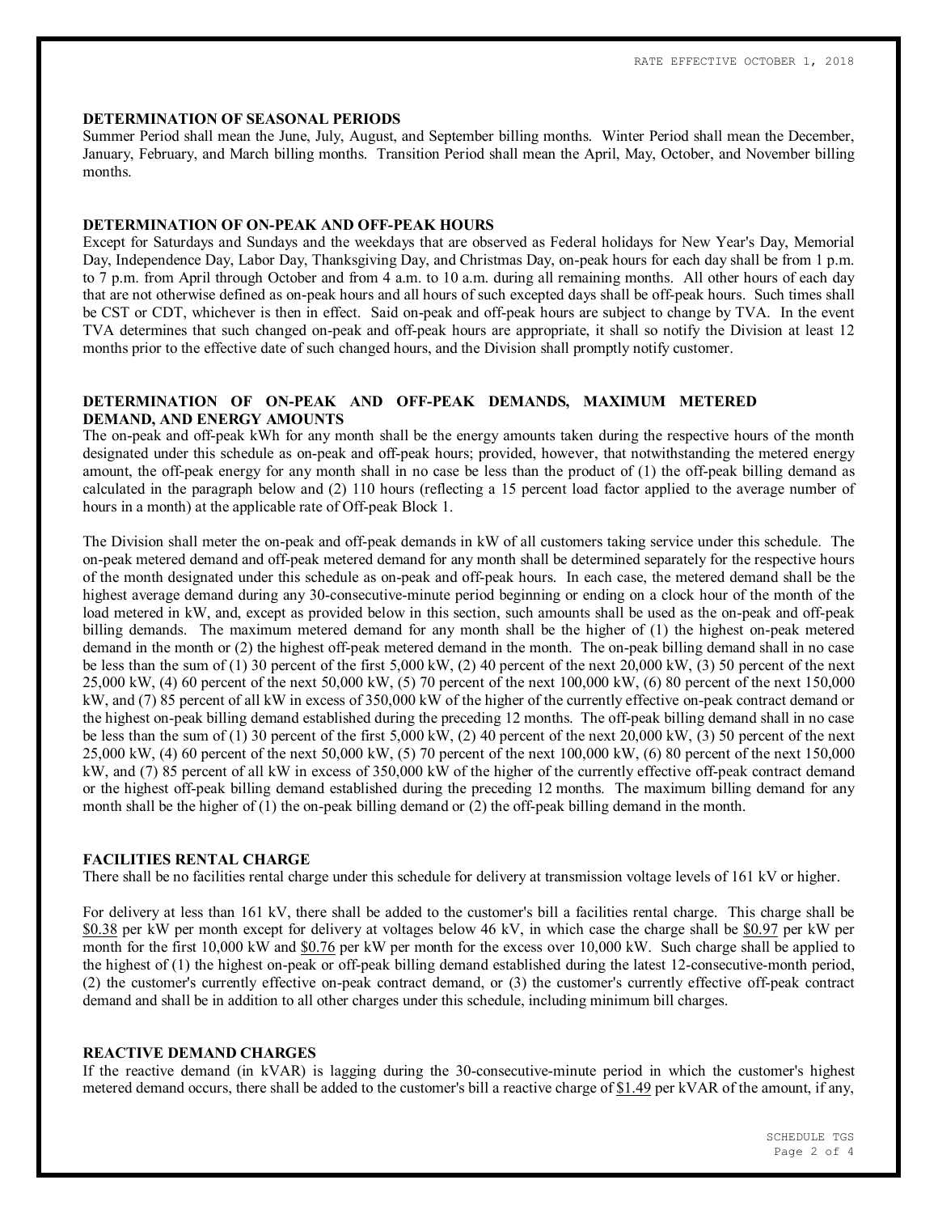## DETERMINATION OF SEASONAL PERIODS

Summer Period shall mean the June, July, August, and September billing months. Winter Period shall mean the December, January, February, and March billing months. Transition Period shall mean the April, May, October, and November billing months.

## DETERMINATION OF ON-PEAK AND OFF-PEAK HOURS

Except for Saturdays and Sundays and the weekdays that are observed as Federal holidays for New Year's Day, Memorial Day, Independence Day, Labor Day, Thanksgiving Day, and Christmas Day, on-peak hours for each day shall be from 1 p.m. to 7 p.m. from April through October and from 4 a.m. to 10 a.m. during all remaining months. All other hours of each day that are not otherwise defined as on-peak hours and all hours of such excepted days shall be off-peak hours. Such times shall be CST or CDT, whichever is then in effect. Said on-peak and off-peak hours are subject to change by TVA. In the event TVA determines that such changed on-peak and off-peak hours are appropriate, it shall so notify the Division at least 12 months prior to the effective date of such changed hours, and the Division shall promptly notify customer.

## DETERMINATION OF ON-PEAK AND OFF-PEAK DEMANDS, MAXIMUM METERED DEMAND, AND ENERGY AMOUNTS

The on-peak and off-peak kWh for any month shall be the energy amounts taken during the respective hours of the month designated under this schedule as on-peak and off-peak hours; provided, however, that notwithstanding the metered energy amount, the off-peak energy for any month shall in no case be less than the product of (1) the off-peak billing demand as calculated in the paragraph below and (2) 110 hours (reflecting a 15 percent load factor applied to the average number of hours in a month) at the applicable rate of Off-peak Block 1.

The Division shall meter the on-peak and off-peak demands in kW of all customers taking service under this schedule. The on-peak metered demand and off-peak metered demand for any month shall be determined separately for the respective hours of the month designated under this schedule as on-peak and off-peak hours. In each case, the metered demand shall be the highest average demand during any 30-consecutive-minute period beginning or ending on a clock hour of the month of the load metered in kW, and, except as provided below in this section, such amounts shall be used as the on-peak and off-peak billing demands. The maximum metered demand for any month shall be the higher of (1) the highest on-peak metered demand in the month or (2) the highest off-peak metered demand in the month. The on-peak billing demand shall in no case be less than the sum of (1) 30 percent of the first 5,000 kW, (2) 40 percent of the next 20,000 kW, (3) 50 percent of the next 25,000 kW, (4) 60 percent of the next 50,000 kW, (5) 70 percent of the next 100,000 kW, (6) 80 percent of the next 150,000 kW, and (7) 85 percent of all kW in excess of 350,000 kW of the higher of the currently effective on-peak contract demand or the highest on-peak billing demand established during the preceding 12 months. The off-peak billing demand shall in no case be less than the sum of (1) 30 percent of the first 5,000 kW, (2) 40 percent of the next 20,000 kW, (3) 50 percent of the next 25,000 kW, (4) 60 percent of the next 50,000 kW, (5) 70 percent of the next 100,000 kW, (6) 80 percent of the next 150,000 kW, and (7) 85 percent of all kW in excess of 350,000 kW of the higher of the currently effective off-peak contract demand or the highest off-peak billing demand established during the preceding 12 months. The maximum billing demand for any month shall be the higher of (1) the on-peak billing demand or (2) the off-peak billing demand in the month.

## FACILITIES RENTAL CHARGE

There shall be no facilities rental charge under this schedule for delivery at transmission voltage levels of 161 kV or higher.

For delivery at less than 161 kV, there shall be added to the customer's bill a facilities rental charge. This charge shall be $0.38 per kW per month except for delivery at voltages below 46 kV, in which case the charge shall be $0.97 per kW per month for the first 10,000 kW and $0.76 per kW per month for the excess over 10,000 kW. Such charge shall be applied to the highest of (1) the highest on-peak or off-peak billing demand established during the latest 12-consecutive-month period, (2) the customer's currently effective on-peak contract demand, or (3) the customer's currently effective off-peak contract demand and shall be in addition to all other charges under this schedule, including minimum bill charges.

## REACTIVE DEMAND CHARGES

If the reactive demand (in kVAR) is lagging during the 30-consecutive-minute period in which the customer's highest metered demand occurs, there shall be added to the customer's bill a reactive charge of $1.49 per kVAR of the amount, if any,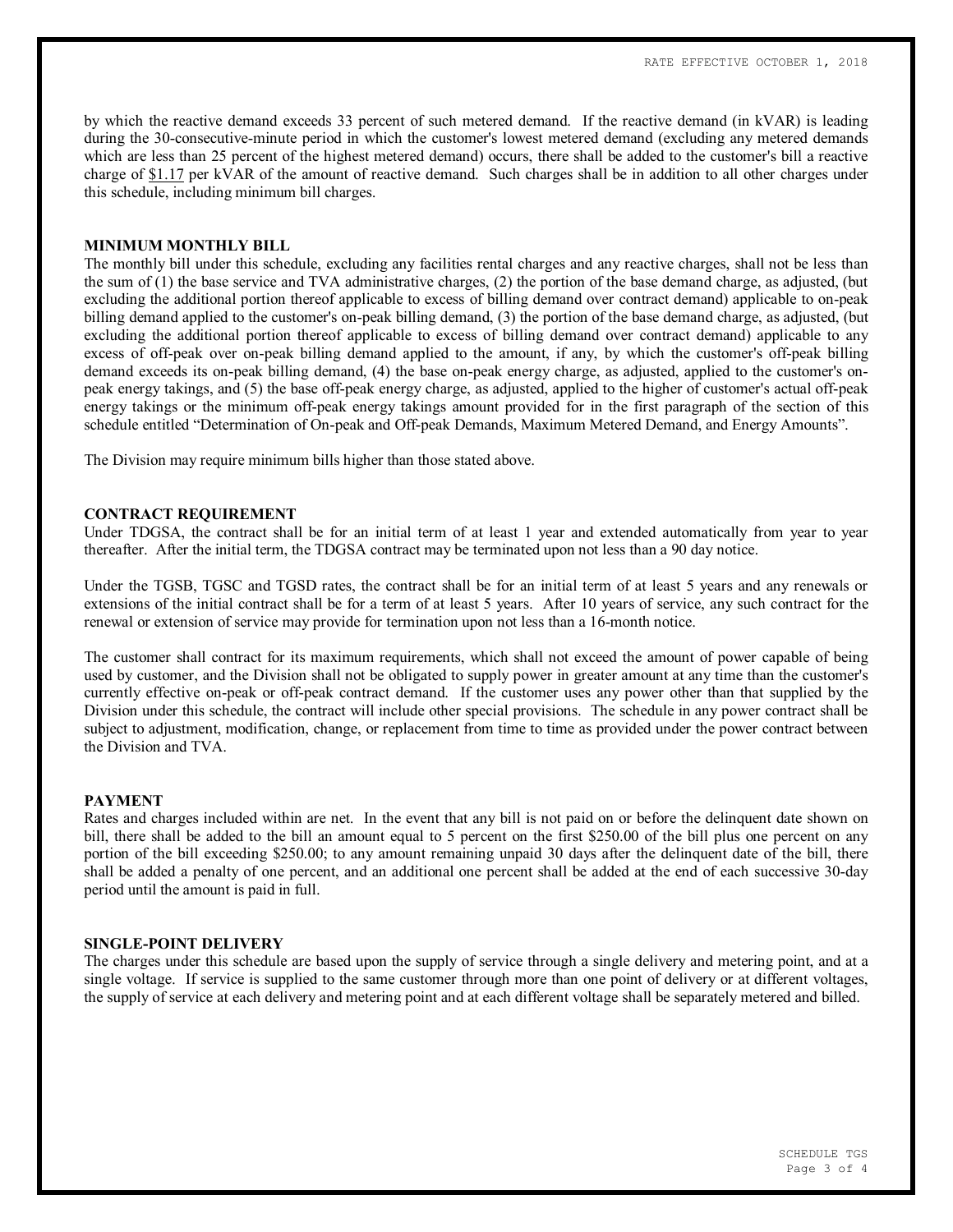by which the reactive demand exceeds 33 percent of such metered demand. If the reactive demand (in kVAR) is leading during the 30-consecutive-minute period in which the customer's lowest metered demand (excluding any metered demands which are less than 25 percent of the highest metered demand) occurs, there shall be added to the customer's bill a reactive charge of $1.17 per kVAR of the amount of reactive demand. Such charges shall be in addition to all other charges under this schedule, including minimum bill charges.

**MINIMUM MONTHLY BILL**

The monthly bill under this schedule, excluding any facilities rental charges and any reactive charges, shall not be less than the sum of (1) the base service and TVA administrative charges, (2) the portion of the base demand charge, as adjusted, (but excluding the additional portion thereof applicable to excess of billing demand over contract demand) applicable to on-peak billing demand applied to the customer's on-peak billing demand, (3) the portion of the base demand charge, as adjusted, (but excluding the additional portion thereof applicable to excess of billing demand over contract demand) applicable to any excess of off-peak over on-peak billing demand applied to the amount, if any, by which the customer's off-peak billing demand exceeds its on-peak billing demand, (4) the base on-peak energy charge, as adjusted, applied to the customer's on-peak energy takings, and (5) the base off-peak energy charge, as adjusted, applied to the higher of customer's actual off-peak energy takings or the minimum off-peak energy takings amount provided for in the first paragraph of the section of this schedule entitled "Determination of On-peak and Off-peak Demands, Maximum Metered Demand, and Energy Amounts".

The Division may require minimum bills higher than those stated above.

**CONTRACT REQUIREMENT**

Under TDGSA, the contract shall be for an initial term of at least 1 year and extended automatically from year to year thereafter. After the initial term, the TDGSA contract may be terminated upon not less than a 90 day notice.

Under the TGSB, TGSC and TGSD rates, the contract shall be for an initial term of at least 5 years and any renewals or extensions of the initial contract shall be for a term of at least 5 years. After 10 years of service, any such contract for the renewal or extension of service may provide for termination upon not less than a 16-month notice.

The customer shall contract for its maximum requirements, which shall not exceed the amount of power capable of being used by customer, and the Division shall not be obligated to supply power in greater amount at any time than the customer's currently effective on-peak or off-peak contract demand. If the customer uses any power other than that supplied by the Division under this schedule, the contract will include other special provisions. The schedule in any power contract shall be subject to adjustment, modification, change, or replacement from time to time as provided under the power contract between the Division and TVA.

**PAYMENT**

Rates and charges included within are net. In the event that any bill is not paid on or before the delinquent date shown on bill, there shall be added to the bill an amount equal to 5 percent on the first $250.00 of the bill plus one percent on any portion of the bill exceeding $250.00; to any amount remaining unpaid 30 days after the delinquent date of the bill, there shall be added a penalty of one percent, and an additional one percent shall be added at the end of each successive 30-day period until the amount is paid in full.

**SINGLE-POINT DELIVERY**

The charges under this schedule are based upon the supply of service through a single delivery and metering point, and at a single voltage. If service is supplied to the same customer through more than one point of delivery or at different voltages, the supply of service at each delivery and metering point and at each different voltage shall be separately metered and billed.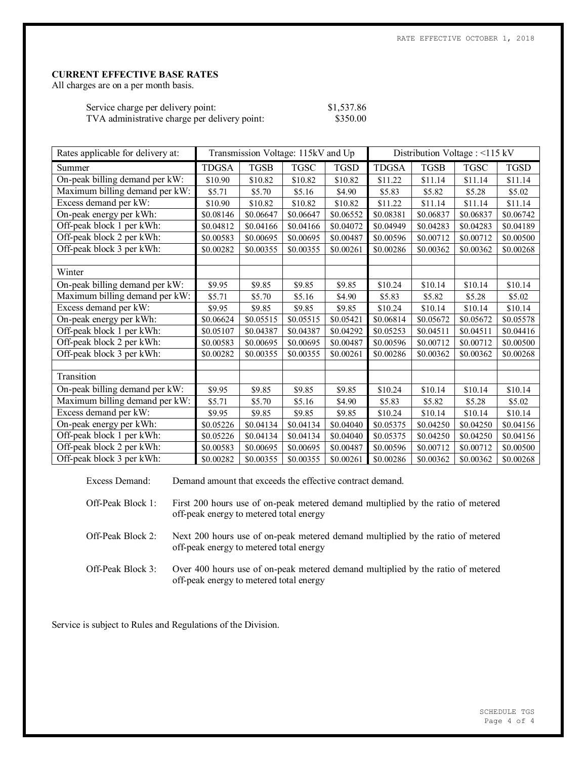RATE EFFECTIVE OCTOBER 1, 2018

**CURRENT EFFECTIVE BASE RATES**
All charges are on a per month basis.

| | |
|---|---|
| Service charge per delivery point: | $1,537.86 |
| TVA administrative charge per delivery point: | $350.00 |

| Rates applicable for delivery at: | Transmission Voltage: 115kV and Up | | | | Distribution Voltage : <115 kV | | | |
|---|---|---|---|---|---|---|---|---|
| Summer | TDGSA | TGSB | TGSC | TGSD | TDGSA | TGSB | TGSC | TGSD |
| On-peak billing demand per kW: | $10.90 | $10.82 | $10.82 | $10.82 | $11.22 | $11.14 | $11.14 | $11.14 |
| Maximum billing demand per kW: | $5.71 | $5.70 | $5.16 | $4.90 | $5.83 | $5.82 | $5.28 | $5.02 |
| Excess demand per kW: | $10.90 | $10.82 | $10.82 | $10.82 | $11.22 | $11.14 | $11.14 | $11.14 |
| On-peak energy per kWh: | $0.08146 | $0.06647 | $0.06647 | $0.06552 | $0.08381 | $0.06837 | $0.06837 | $0.06742 |
| Off-peak block 1 per kWh: | $0.04812 | $0.04166 | $0.04166 | $0.04072 | $0.04949 | $0.04283 | $0.04283 | $0.04189 |
| Off-peak block 2 per kWh: | $0.00583 | $0.00695 | $0.00695 | $0.00487 | $0.00596 | $0.00712 | $0.00712 | $0.00500 |
| Off-peak block 3 per kWh: | $0.00282 | $0.00355 | $0.00355 | $0.00261 | $0.00286 | $0.00362 | $0.00362 | $0.00268 |
| | | | | | | | | |
| Winter | | | | | | | | |
| On-peak billing demand per kW: | $9.95 | $9.85 | $9.85 | $9.85 | $10.24 | $10.14 | $10.14 | $10.14 |
| Maximum billing demand per kW: | $5.71 | $5.70 | $5.16 | $4.90 | $5.83 | $5.82 | $5.28 | $5.02 |
| Excess demand per kW: | $9.95 | $9.85 | $9.85 | $9.85 | $10.24 | $10.14 | $10.14 | $10.14 |
| On-peak energy per kWh: | $0.06624 | $0.05515 | $0.05515 | $0.05421 | $0.06814 | $0.05672 | $0.05672 | $0.05578 |
| Off-peak block 1 per kWh: | $0.05107 | $0.04387 | $0.04387 | $0.04292 | $0.05253 | $0.04511 | $0.04511 | $0.04416 |
| Off-peak block 2 per kWh: | $0.00583 | $0.00695 | $0.00695 | $0.00487 | $0.00596 | $0.00712 | $0.00712 | $0.00500 |
| Off-peak block 3 per kWh: | $0.00282 | $0.00355 | $0.00355 | $0.00261 | $0.00286 | $0.00362 | $0.00362 | $0.00268 |
| | | | | | | | | |
| Transition | | | | | | | | |
| On-peak billing demand per kW: | $9.95 | $9.85 | $9.85 | $9.85 | $10.24 | $10.14 | $10.14 | $10.14 |
| Maximum billing demand per kW: | $5.71 | $5.70 | $5.16 | $4.90 | $5.83 | $5.82 | $5.28 | $5.02 |
| Excess demand per kW: | $9.95 | $9.85 | $9.85 | $9.85 | $10.24 | $10.14 | $10.14 | $10.14 |
| On-peak energy per kWh: | $0.05226 | $0.04134 | $0.04134 | $0.04040 | $0.05375 | $0.04250 | $0.04250 | $0.04156 |
| Off-peak block 1 per kWh: | $0.05226 | $0.04134 | $0.04134 | $0.04040 | $0.05375 | $0.04250 | $0.04250 | $0.04156 |
| Off-peak block 2 per kWh: | $0.00583 | $0.00695 | $0.00695 | $0.00487 | $0.00596 | $0.00712 | $0.00712 | $0.00500 |
| Off-peak block 3 per kWh: | $0.00282 | $0.00355 | $0.00355 | $0.00261 | $0.00286 | $0.00362 | $0.00362 | $0.00268 |

Excess Demand: Demand amount that exceeds the effective contract demand.

Off-Peak Block 1: First 200 hours use of on-peak metered demand multiplied by the ratio of metered off-peak energy to metered total energy

Off-Peak Block 2: Next 200 hours use of on-peak metered demand multiplied by the ratio of metered off-peak energy to metered total energy

Off-Peak Block 3: Over 400 hours use of on-peak metered demand multiplied by the ratio of metered off-peak energy to metered total energy

Service is subject to Rules and Regulations of the Division.

SCHEDULE TGS